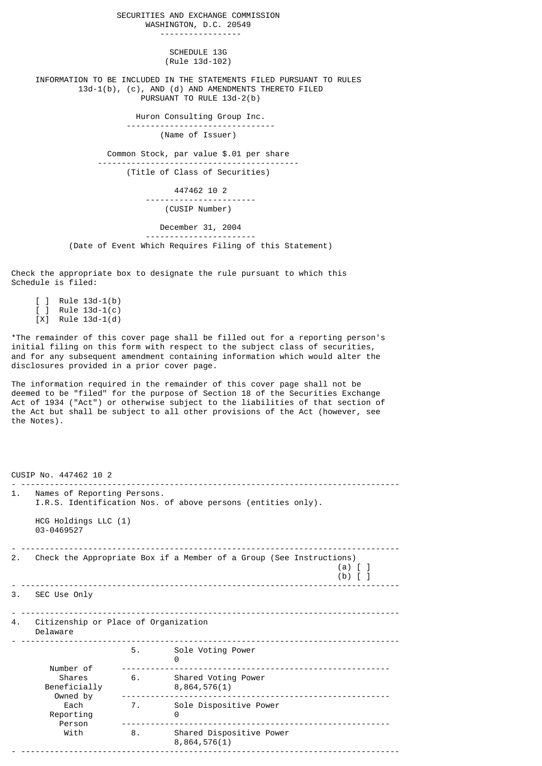SECURITIES AND EXCHANGE COMMISSION
WASHINGTON, D.C. 20549

# SCHEDULE 13G
(Rule 13d-102)

INFORMATION TO BE INCLUDED IN THE STATEMENTS FILED PURSUANT TO RULES 13d-1(b), (c), AND (d) AND AMENDMENTS THERETO FILED PURSUANT TO RULE 13d-2(b)

Huron Consulting Group Inc.
(Name of Issuer)

Common Stock, par value $.01 per share
(Title of Class of Securities)

447462 10 2
(CUSIP Number)

December 31, 2004
(Date of Event Which Requires Filing of this Statement)

Check the appropriate box to designate the rule pursuant to which this Schedule is filed:

- [ ] Rule 13d-1(b)
- [ ] Rule 13d-1(c)
- [X] Rule 13d-1(d)

*The remainder of this cover page shall be filled out for a reporting person's initial filing on this form with respect to the subject class of securities, and for any subsequent amendment containing information which would alter the disclosures provided in a prior cover page.

The information required in the remainder of this cover page shall not be deemed to be "filed" for the purpose of Section 18 of the Securities Exchange Act of 1934 ("Act") or otherwise subject to the liabilities of that section of the Act but shall be subject to all other provisions of the Act (however, see the Notes).

CUSIP No. 447462 10 2

1. Names of Reporting Persons.
   I.R.S. Identification Nos. of above persons (entities only).

   HCG Holdings LLC (1)
   03-0469527

2. Check the Appropriate Box if a Member of a Group (See Instructions)
   (a) [ ]
   (b) [ ]

3. SEC Use Only

4. Citizenship or Place of Organization
   Delaware

| Number of Shares Beneficially Owned by Each Reporting Person With | | |
|---|---|---|
| | 5. | Sole Voting Power<br>0 |
| | 6. | Shared Voting Power<br>8,864,576(1) |
| | 7. | Sole Dispositive Power<br>0 |
| | 8. | Shared Dispositive Power<br>8,864,576(1) |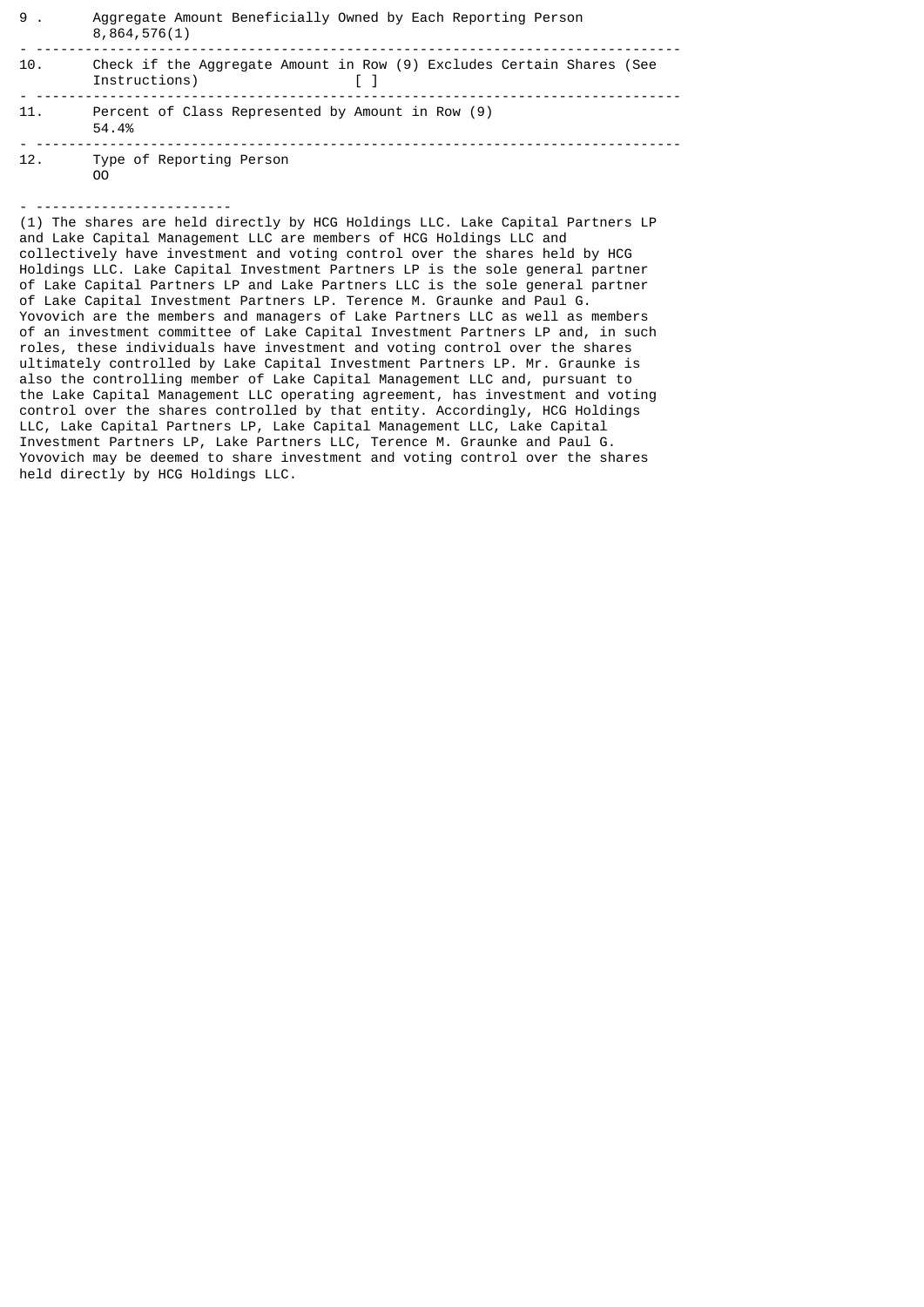| | |
|---|---|
| 9 . | Aggregate Amount Beneficially Owned by Each Reporting Person<br>8,864,576(1) |
| 10. | Check if the Aggregate Amount in Row (9) Excludes Certain Shares (See Instructions) [ ] |
| 11. | Percent of Class Represented by Amount in Row (9)<br>54.4% |
| 12. | Type of Reporting Person<br>OO |

(1) The shares are held directly by HCG Holdings LLC. Lake Capital Partners LP and Lake Capital Management LLC are members of HCG Holdings LLC and collectively have investment and voting control over the shares held by HCG Holdings LLC. Lake Capital Investment Partners LP is the sole general partner of Lake Capital Partners LP and Lake Partners LLC is the sole general partner of Lake Capital Investment Partners LP. Terence M. Graunke and Paul G. Yovovich are the members and managers of Lake Partners LLC as well as members of an investment committee of Lake Capital Investment Partners LP and, in such roles, these individuals have investment and voting control over the shares ultimately controlled by Lake Capital Investment Partners LP. Mr. Graunke is also the controlling member of Lake Capital Management LLC and, pursuant to the Lake Capital Management LLC operating agreement, has investment and voting control over the shares controlled by that entity. Accordingly, HCG Holdings LLC, Lake Capital Partners LP, Lake Capital Management LLC, Lake Capital Investment Partners LP, Lake Partners LLC, Terence M. Graunke and Paul G. Yovovich may be deemed to share investment and voting control over the shares held directly by HCG Holdings LLC.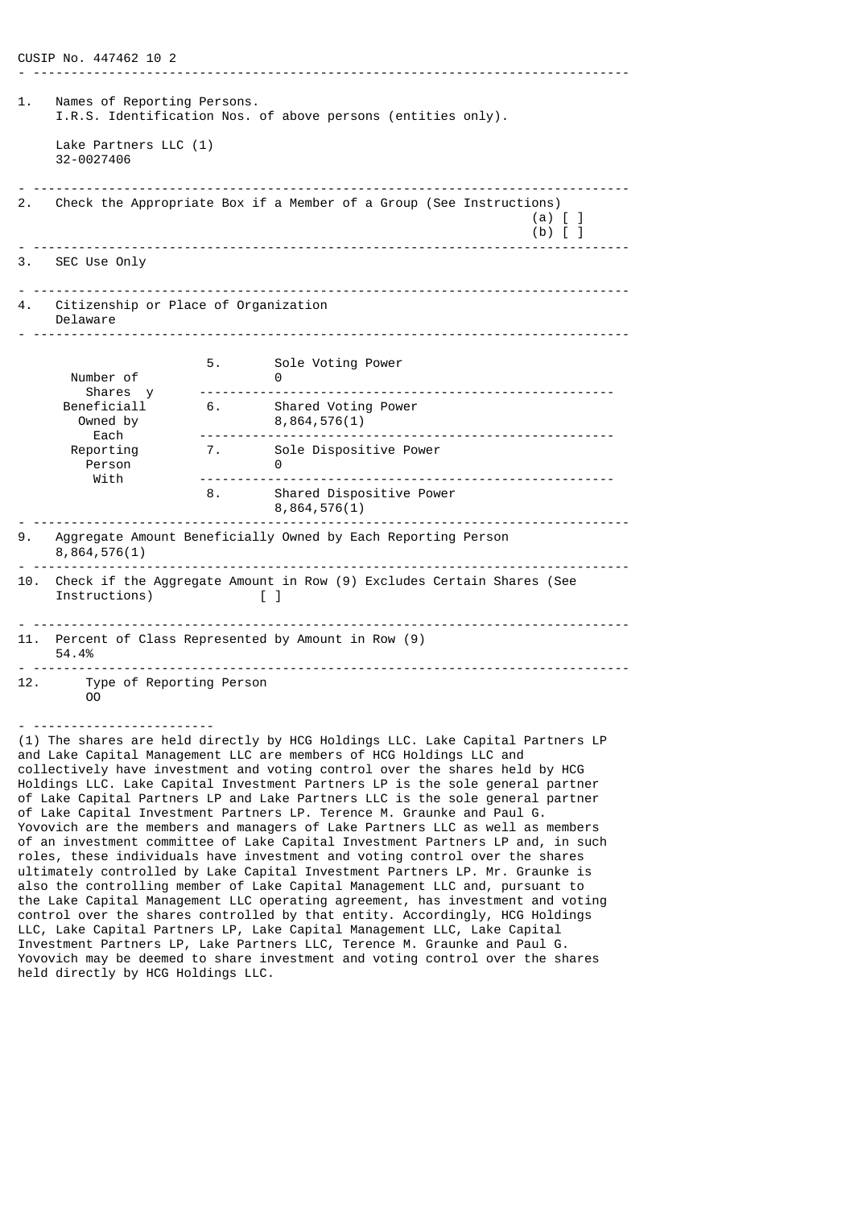CUSIP No. 447462 10 2

| | | |
|---|---|---|
| 1. | Names of Reporting Persons. I.R.S. Identification Nos. of above persons (entities only). <br><br> Lake Partners LLC (1) <br> 32-0027406 | |
| 2. | Check the Appropriate Box if a Member of a Group (See Instructions) | (a) [ ] <br> (b) [ ] |
| 3. | SEC Use Only | |
| 4. | Citizenship or Place of Organization <br> Delaware | |

| Number of Shares Beneficially Owned by Each Reporting Person With | | |
|---|---|---|
| | 5. | Sole Voting Power <br> 0 |
| | 6. | Shared Voting Power <br> 8,864,576(1) |
| | 7. | Sole Dispositive Power <br> 0 |
| | 8. | Shared Dispositive Power <br> 8,864,576(1) |

| | | |
|---|---|---|
| 9. | Aggregate Amount Beneficially Owned by Each Reporting Person <br> 8,864,576(1) | |
| 10. | Check if the Aggregate Amount in Row (9) Excludes Certain Shares (See Instructions) | [ ] |
| 11. | Percent of Class Represented by Amount in Row (9) <br> 54.4% | |
| 12. | Type of Reporting Person <br> OO | |

---

(1) The shares are held directly by HCG Holdings LLC. Lake Capital Partners LP and Lake Capital Management LLC are members of HCG Holdings LLC and collectively have investment and voting control over the shares held by HCG Holdings LLC. Lake Capital Investment Partners LP is the sole general partner of Lake Capital Partners LP and Lake Partners LLC is the sole general partner of Lake Capital Investment Partners LP. Terence M. Graunke and Paul G. Yovovich are the members and managers of Lake Partners LLC as well as members of an investment committee of Lake Capital Investment Partners LP and, in such roles, these individuals have investment and voting control over the shares ultimately controlled by Lake Capital Investment Partners LP. Mr. Graunke is also the controlling member of Lake Capital Management LLC and, pursuant to the Lake Capital Management LLC operating agreement, has investment and voting control over the shares controlled by that entity. Accordingly, HCG Holdings LLC, Lake Capital Partners LP, Lake Capital Management LLC, Lake Capital Investment Partners LP, Lake Partners LLC, Terence M. Graunke and Paul G. Yovovich may be deemed to share investment and voting control over the shares held directly by HCG Holdings LLC.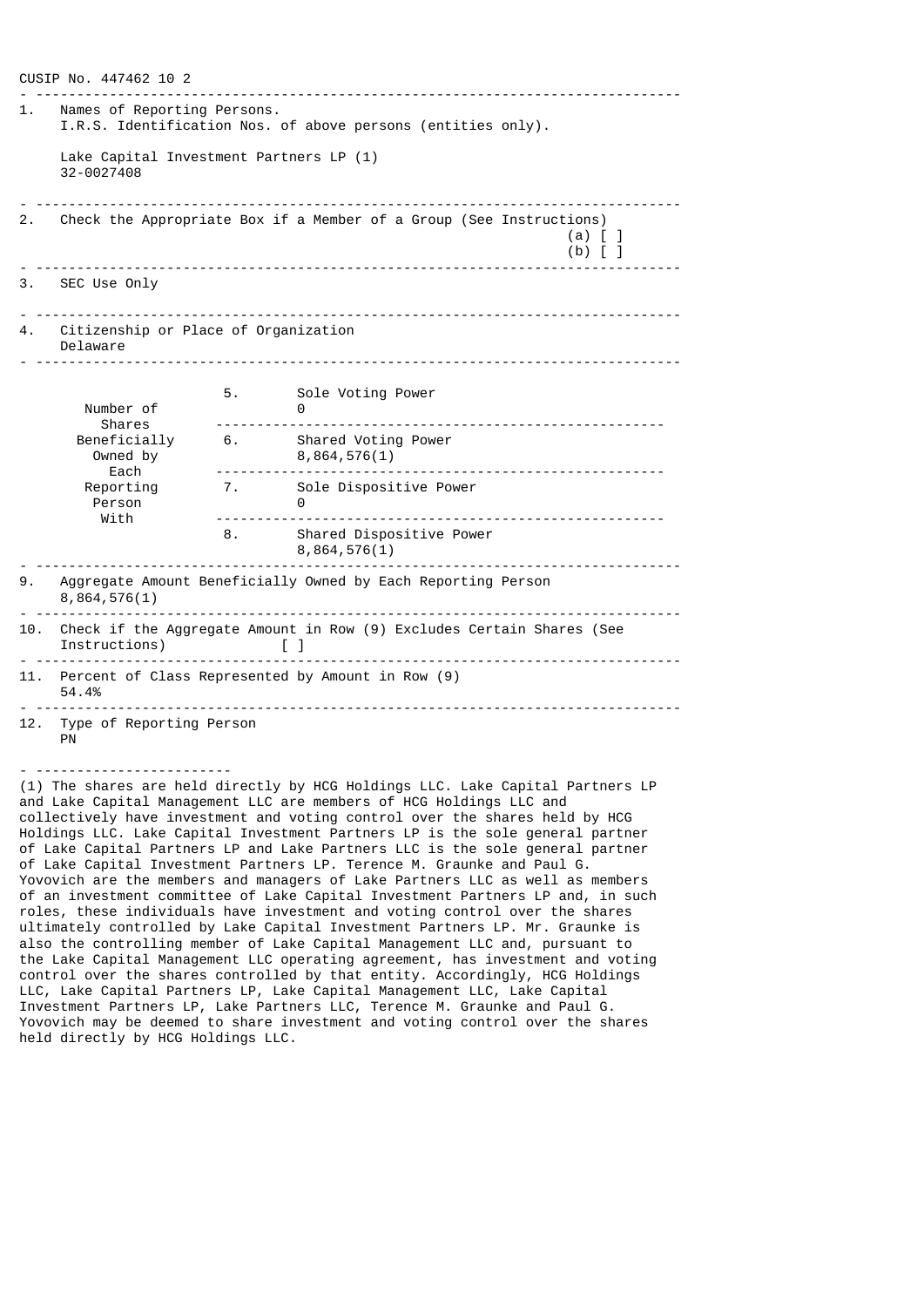CUSIP No. 447462 10 2

| | | |
|---|---|---|
| 1. | Names of Reporting Persons. I.R.S. Identification Nos. of above persons (entities only). Lake Capital Investment Partners LP (1) 32-0027408 | |
| 2. | Check the Appropriate Box if a Member of a Group (See Instructions) | (a) [ ] (b) [ ] |
| 3. | SEC Use Only | |
| 4. | Citizenship or Place of Organization Delaware | |

| Number of Shares Beneficially Owned by Each Reporting Person With | | |
|---|---|---|
| | 5. | Sole Voting Power 0 |
| | 6. | Shared Voting Power 8,864,576(1) |
| | 7. | Sole Dispositive Power 0 |
| | 8. | Shared Dispositive Power 8,864,576(1) |

| | | |
|---|---|---|
| 9. | Aggregate Amount Beneficially Owned by Each Reporting Person 8,864,576(1) | |
| 10. | Check if the Aggregate Amount in Row (9) Excludes Certain Shares (See Instructions) | [ ] |
| 11. | Percent of Class Represented by Amount in Row (9) 54.4% | |
| 12. | Type of Reporting Person PN | |

(1) The shares are held directly by HCG Holdings LLC. Lake Capital Partners LP and Lake Capital Management LLC are members of HCG Holdings LLC and collectively have investment and voting control over the shares held by HCG Holdings LLC. Lake Capital Investment Partners LP is the sole general partner of Lake Capital Partners LP and Lake Partners LLC is the sole general partner of Lake Capital Investment Partners LP. Terence M. Graunke and Paul G. Yovovich are the members and managers of Lake Partners LLC as well as members of an investment committee of Lake Capital Investment Partners LP and, in such roles, these individuals have investment and voting control over the shares ultimately controlled by Lake Capital Investment Partners LP. Mr. Graunke is also the controlling member of Lake Capital Management LLC and, pursuant to the Lake Capital Management LLC operating agreement, has investment and voting control over the shares controlled by that entity. Accordingly, HCG Holdings LLC, Lake Capital Partners LP, Lake Capital Management LLC, Lake Capital Investment Partners LP, Lake Partners LLC, Terence M. Graunke and Paul G. Yovovich may be deemed to share investment and voting control over the shares held directly by HCG Holdings LLC.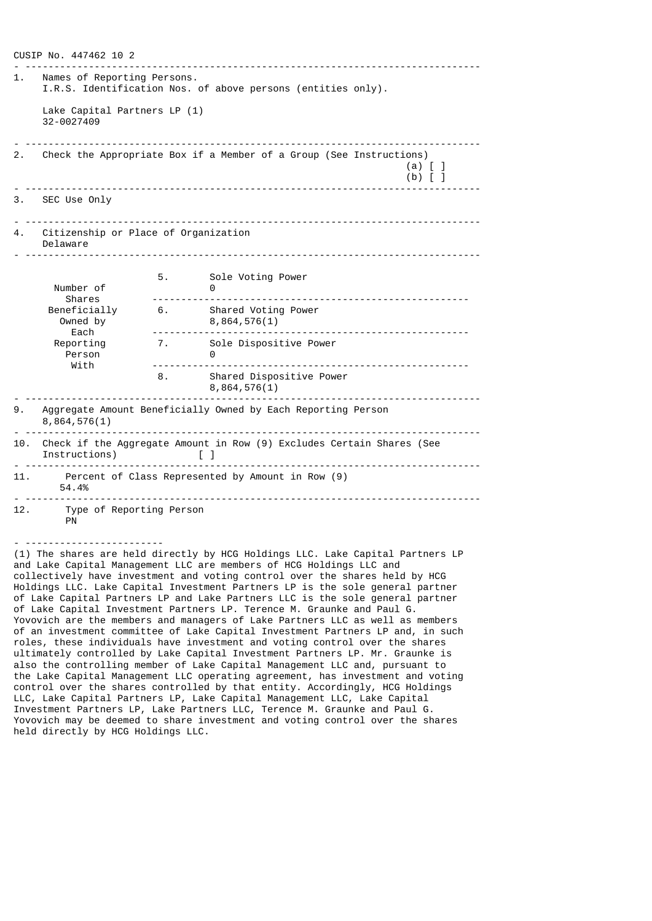CUSIP No. 447462 10 2

| | | |
|---|---|---|
| 1. | Names of Reporting Persons. I.R.S. Identification Nos. of above persons (entities only). | Lake Capital Partners LP (1) 32-0027409 |
| 2. | Check the Appropriate Box if a Member of a Group (See Instructions) | (a) [ ] (b) [ ] |
| 3. | SEC Use Only | |
| 4. | Citizenship or Place of Organization | Delaware |
| Number of Shares Beneficially Owned by Each Reporting Person With | 5. Sole Voting Power | 0 |
| | 6. Shared Voting Power | 8,864,576(1) |
| | 7. Sole Dispositive Power | 0 |
| | 8. Shared Dispositive Power | 8,864,576(1) |
| 9. | Aggregate Amount Beneficially Owned by Each Reporting Person | 8,864,576(1) |
| 10. | Check if the Aggregate Amount in Row (9) Excludes Certain Shares (See Instructions) | [ ] |
| 11. | Percent of Class Represented by Amount in Row (9) | 54.4% |
| 12. | Type of Reporting Person | PN |

(1) The shares are held directly by HCG Holdings LLC. Lake Capital Partners LP and Lake Capital Management LLC are members of HCG Holdings LLC and collectively have investment and voting control over the shares held by HCG Holdings LLC. Lake Capital Investment Partners LP is the sole general partner of Lake Capital Partners LP and Lake Partners LLC is the sole general partner of Lake Capital Investment Partners LP. Terence M. Graunke and Paul G. Yovovich are the members and managers of Lake Partners LLC as well as members of an investment committee of Lake Capital Investment Partners LP and, in such roles, these individuals have investment and voting control over the shares ultimately controlled by Lake Capital Investment Partners LP. Mr. Graunke is also the controlling member of Lake Capital Management LLC and, pursuant to the Lake Capital Management LLC operating agreement, has investment and voting control over the shares controlled by that entity. Accordingly, HCG Holdings LLC, Lake Capital Partners LP, Lake Capital Management LLC, Lake Capital Investment Partners LP, Lake Partners LLC, Terence M. Graunke and Paul G. Yovovich may be deemed to share investment and voting control over the shares held directly by HCG Holdings LLC.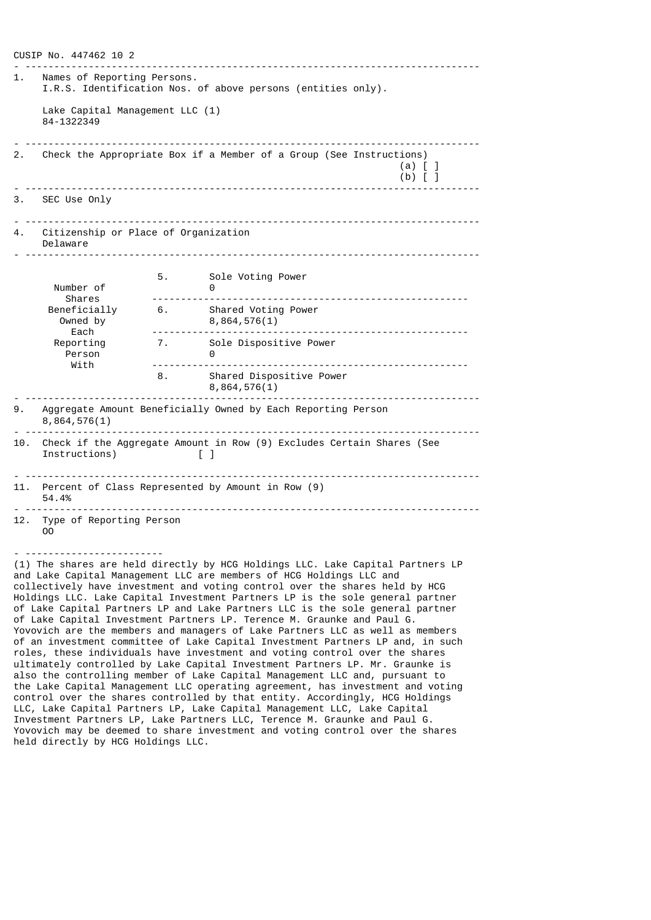CUSIP No. 447462 10 2

| | | |
|---|---|---|
| 1. | Names of Reporting Persons. I.R.S. Identification Nos. of above persons (entities only). | Lake Capital Management LLC (1) 84-1322349 |
| 2. | Check the Appropriate Box if a Member of a Group (See Instructions) | (a) [ ] (b) [ ] |
| 3. | SEC Use Only | |
| 4. | Citizenship or Place of Organization | Delaware |
| Number of Shares Beneficially Owned by Each Reporting Person With | 5. Sole Voting Power | 0 |
| | 6. Shared Voting Power | 8,864,576(1) |
| | 7. Sole Dispositive Power | 0 |
| | 8. Shared Dispositive Power | 8,864,576(1) |
| 9. | Aggregate Amount Beneficially Owned by Each Reporting Person | 8,864,576(1) |
| 10. | Check if the Aggregate Amount in Row (9) Excludes Certain Shares (See Instructions) | [ ] |
| 11. | Percent of Class Represented by Amount in Row (9) | 54.4% |
| 12. | Type of Reporting Person | OO |

(1) The shares are held directly by HCG Holdings LLC. Lake Capital Partners LP and Lake Capital Management LLC are members of HCG Holdings LLC and collectively have investment and voting control over the shares held by HCG Holdings LLC. Lake Capital Investment Partners LP is the sole general partner of Lake Capital Partners LP and Lake Partners LLC is the sole general partner of Lake Capital Investment Partners LP. Terence M. Graunke and Paul G. Yovovich are the members and managers of Lake Partners LLC as well as members of an investment committee of Lake Capital Investment Partners LP and, in such roles, these individuals have investment and voting control over the shares ultimately controlled by Lake Capital Investment Partners LP. Mr. Graunke is also the controlling member of Lake Capital Management LLC and, pursuant to the Lake Capital Management LLC operating agreement, has investment and voting control over the shares controlled by that entity. Accordingly, HCG Holdings LLC, Lake Capital Partners LP, Lake Capital Management LLC, Lake Capital Investment Partners LP, Lake Partners LLC, Terence M. Graunke and Paul G. Yovovich may be deemed to share investment and voting control over the shares held directly by HCG Holdings LLC.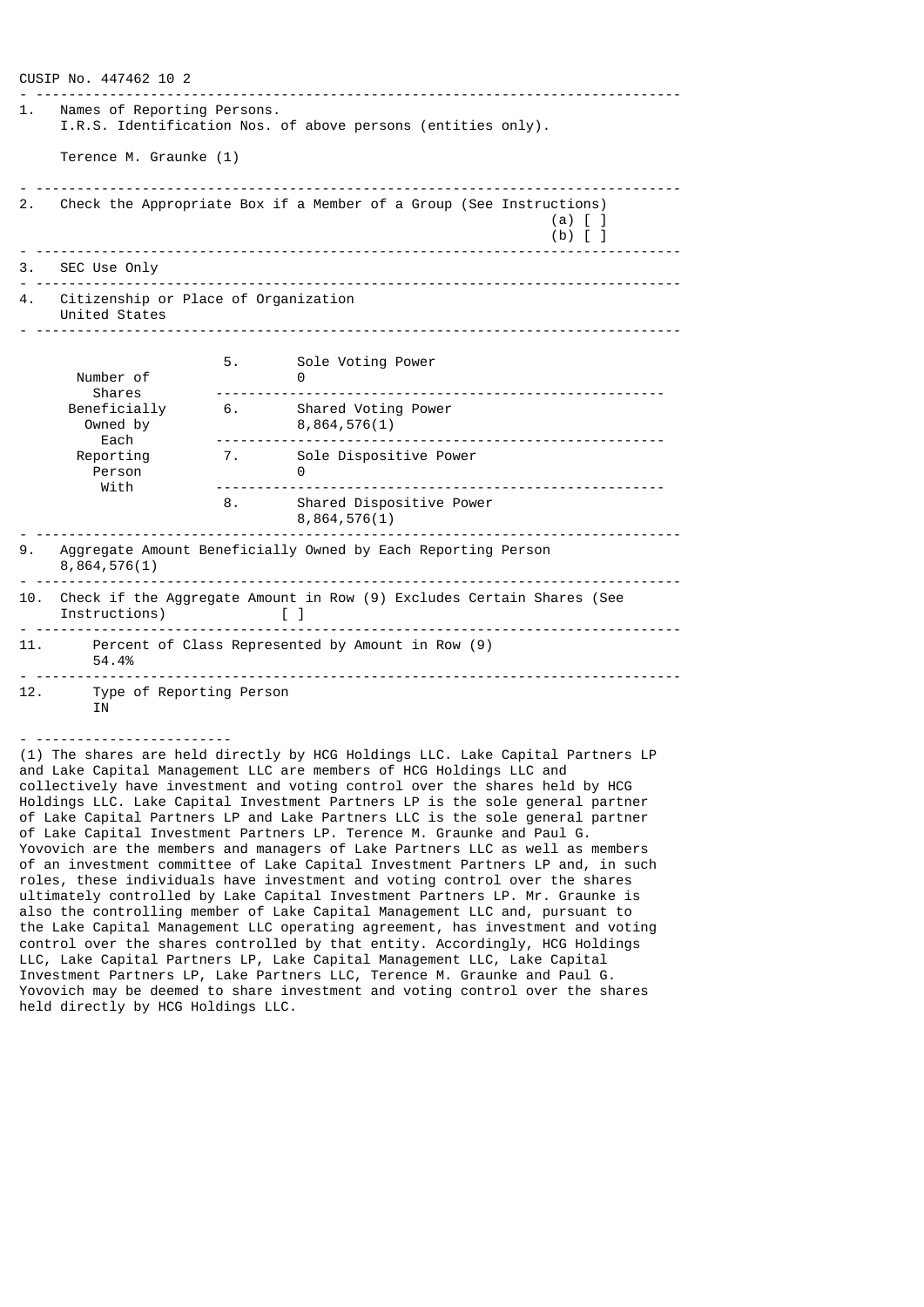CUSIP No. 447462 10 2

| | | |
|---|---|---|
| 1. | Names of Reporting Persons. I.R.S. Identification Nos. of above persons (entities only). Terence M. Graunke (1) | |
| 2. | Check the Appropriate Box if a Member of a Group (See Instructions) | (a) [ ] (b) [ ] |
| 3. | SEC Use Only | |
| 4. | Citizenship or Place of Organization United States | |

| Number of Shares Beneficially Owned by Each Reporting Person With | | |
|---|---|---|
| | 5. | Sole Voting Power 0 |
| | 6. | Shared Voting Power 8,864,576(1) |
| | 7. | Sole Dispositive Power 0 |
| | 8. | Shared Dispositive Power 8,864,576(1) |

| | | |
|---|---|---|
| 9. | Aggregate Amount Beneficially Owned by Each Reporting Person 8,864,576(1) | |
| 10. | Check if the Aggregate Amount in Row (9) Excludes Certain Shares (See Instructions) | [ ] |
| 11. | Percent of Class Represented by Amount in Row (9) 54.4% | |
| 12. | Type of Reporting Person IN | |

---

(1) The shares are held directly by HCG Holdings LLC. Lake Capital Partners LP and Lake Capital Management LLC are members of HCG Holdings LLC and collectively have investment and voting control over the shares held by HCG Holdings LLC. Lake Capital Investment Partners LP is the sole general partner of Lake Capital Partners LP and Lake Partners LLC is the sole general partner of Lake Capital Investment Partners LP. Terence M. Graunke and Paul G. Yovovich are the members and managers of Lake Partners LLC as well as members of an investment committee of Lake Capital Investment Partners LP and, in such roles, these individuals have investment and voting control over the shares ultimately controlled by Lake Capital Investment Partners LP. Mr. Graunke is also the controlling member of Lake Capital Management LLC and, pursuant to the Lake Capital Management LLC operating agreement, has investment and voting control over the shares controlled by that entity. Accordingly, HCG Holdings LLC, Lake Capital Partners LP, Lake Capital Management LLC, Lake Capital Investment Partners LP, Lake Partners LLC, Terence M. Graunke and Paul G. Yovovich may be deemed to share investment and voting control over the shares held directly by HCG Holdings LLC.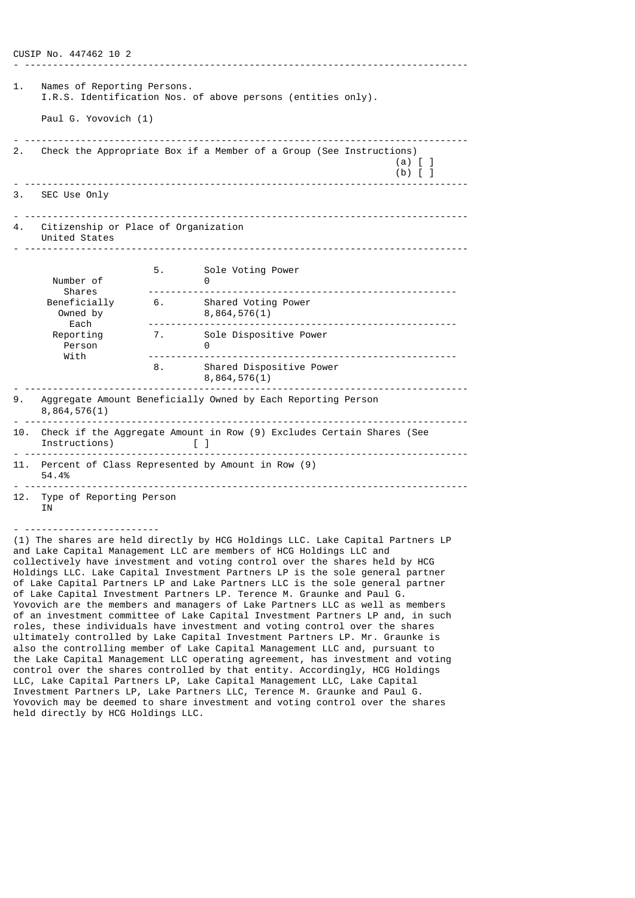CUSIP No. 447462 10 2

| | | |
|---|---|---|
| 1. | Names of Reporting Persons.<br>I.R.S. Identification Nos. of above persons (entities only).<br><br>Paul G. Yovovich (1) | |
| 2. | Check the Appropriate Box if a Member of a Group (See Instructions) | (a) [ ]<br>(b) [ ] |
| 3. | SEC Use Only | |
| 4. | Citizenship or Place of Organization<br>United States | |

| Number of Shares Beneficially Owned by Each Reporting Person With | | |
|---|---|---|
| | 5. | Sole Voting Power<br>0 |
| | 6. | Shared Voting Power<br>8,864,576(1) |
| | 7. | Sole Dispositive Power<br>0 |
| | 8. | Shared Dispositive Power<br>8,864,576(1) |

| | |
|---|---|
| 9. | Aggregate Amount Beneficially Owned by Each Reporting Person<br>8,864,576(1) |
| 10. | Check if the Aggregate Amount in Row (9) Excludes Certain Shares (See Instructions) [ ] |
| 11. | Percent of Class Represented by Amount in Row (9)<br>54.4% |
| 12. | Type of Reporting Person<br>IN |

---

(1) The shares are held directly by HCG Holdings LLC. Lake Capital Partners LP and Lake Capital Management LLC are members of HCG Holdings LLC and collectively have investment and voting control over the shares held by HCG Holdings LLC. Lake Capital Investment Partners LP is the sole general partner of Lake Capital Partners LP and Lake Partners LLC is the sole general partner of Lake Capital Investment Partners LP. Terence M. Graunke and Paul G. Yovovich are the members and managers of Lake Partners LLC as well as members of an investment committee of Lake Capital Investment Partners LP and, in such roles, these individuals have investment and voting control over the shares ultimately controlled by Lake Capital Investment Partners LP. Mr. Graunke is also the controlling member of Lake Capital Management LLC and, pursuant to the Lake Capital Management LLC operating agreement, has investment and voting control over the shares controlled by that entity. Accordingly, HCG Holdings LLC, Lake Capital Partners LP, Lake Capital Management LLC, Lake Capital Investment Partners LP, Lake Partners LLC, Terence M. Graunke and Paul G. Yovovich may be deemed to share investment and voting control over the shares held directly by HCG Holdings LLC.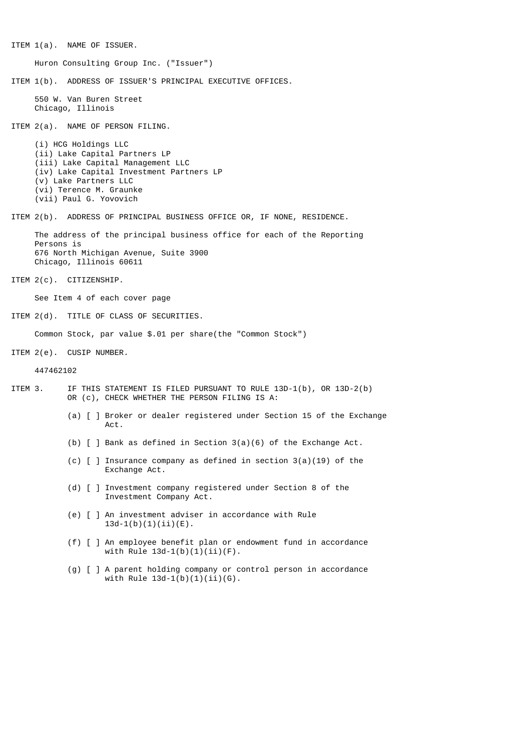ITEM 1(a). NAME OF ISSUER.

Huron Consulting Group Inc. ("Issuer")

ITEM 1(b). ADDRESS OF ISSUER'S PRINCIPAL EXECUTIVE OFFICES.

550 W. Van Buren Street
Chicago, Illinois

ITEM 2(a). NAME OF PERSON FILING.

(i) HCG Holdings LLC
(ii) Lake Capital Partners LP
(iii) Lake Capital Management LLC
(iv) Lake Capital Investment Partners LP
(v) Lake Partners LLC
(vi) Terence M. Graunke
(vii) Paul G. Yovovich

ITEM 2(b). ADDRESS OF PRINCIPAL BUSINESS OFFICE OR, IF NONE, RESIDENCE.

The address of the principal business office for each of the Reporting Persons is
676 North Michigan Avenue, Suite 3900
Chicago, Illinois 60611

ITEM 2(c). CITIZENSHIP.

See Item 4 of each cover page

ITEM 2(d). TITLE OF CLASS OF SECURITIES.

Common Stock, par value $.01 per share(the "Common Stock")

ITEM 2(e). CUSIP NUMBER.

447462102

ITEM 3. IF THIS STATEMENT IS FILED PURSUANT TO RULE 13D-1(b), OR 13D-2(b) OR (c), CHECK WHETHER THE PERSON FILING IS A:

(a) [ ] Broker or dealer registered under Section 15 of the Exchange Act.

(b) [ ] Bank as defined in Section 3(a)(6) of the Exchange Act.

(c) [ ] Insurance company as defined in section 3(a)(19) of the Exchange Act.

(d) [ ] Investment company registered under Section 8 of the Investment Company Act.

(e) [ ] An investment adviser in accordance with Rule 13d-1(b)(1)(ii)(E).

(f) [ ] An employee benefit plan or endowment fund in accordance with Rule 13d-1(b)(1)(ii)(F).

(g) [ ] A parent holding company or control person in accordance with Rule 13d-1(b)(1)(ii)(G).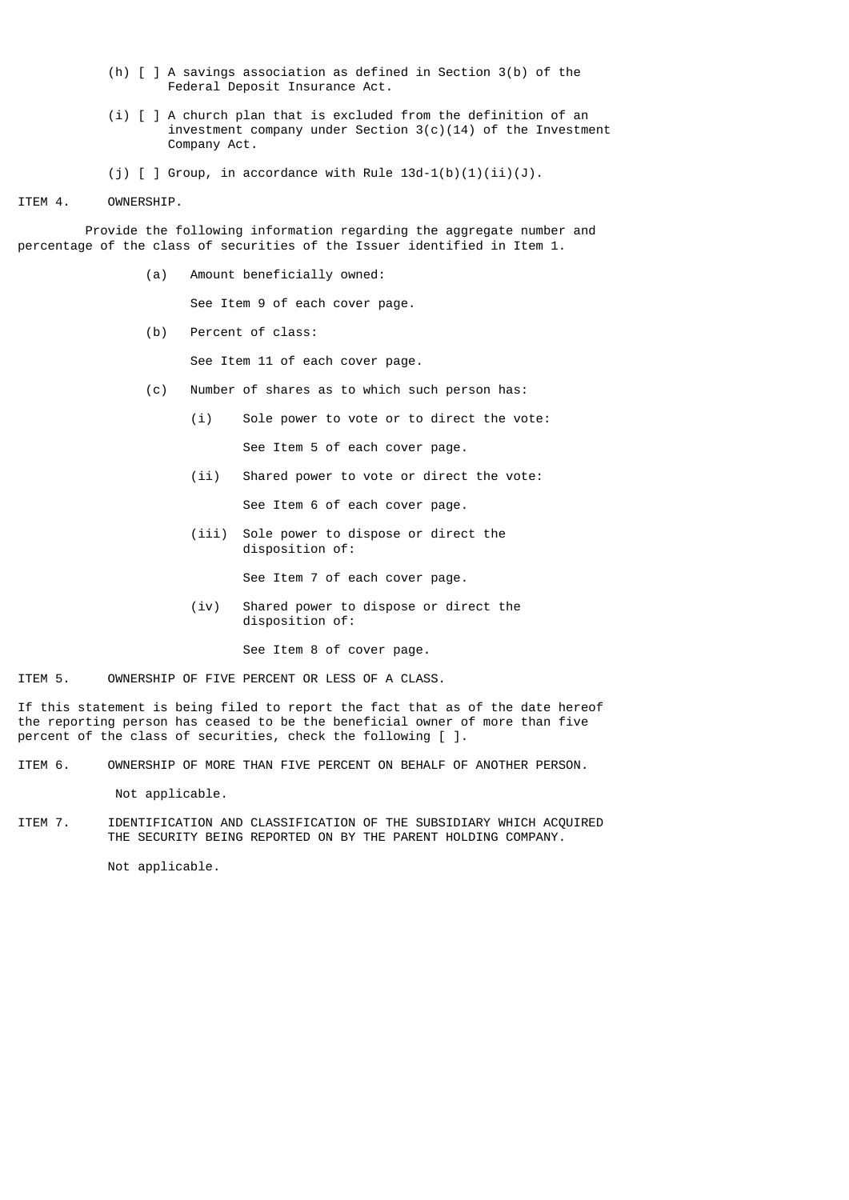(h) [ ] A savings association as defined in Section 3(b) of the Federal Deposit Insurance Act.

(i) [ ] A church plan that is excluded from the definition of an investment company under Section 3(c)(14) of the Investment Company Act.

(j) [ ] Group, in accordance with Rule 13d-1(b)(1)(ii)(J).

ITEM 4. OWNERSHIP.

Provide the following information regarding the aggregate number and percentage of the class of securities of the Issuer identified in Item 1.

(a) Amount beneficially owned:

See Item 9 of each cover page.

(b) Percent of class:

See Item 11 of each cover page.

(c) Number of shares as to which such person has:

(i) Sole power to vote or to direct the vote:

See Item 5 of each cover page.

(ii) Shared power to vote or direct the vote:

See Item 6 of each cover page.

(iii) Sole power to dispose or direct the disposition of:

See Item 7 of each cover page.

(iv) Shared power to dispose or direct the disposition of:

See Item 8 of cover page.

ITEM 5. OWNERSHIP OF FIVE PERCENT OR LESS OF A CLASS.

If this statement is being filed to report the fact that as of the date hereof the reporting person has ceased to be the beneficial owner of more than five percent of the class of securities, check the following [ ].

ITEM 6. OWNERSHIP OF MORE THAN FIVE PERCENT ON BEHALF OF ANOTHER PERSON.

Not applicable.

ITEM 7. IDENTIFICATION AND CLASSIFICATION OF THE SUBSIDIARY WHICH ACQUIRED THE SECURITY BEING REPORTED ON BY THE PARENT HOLDING COMPANY.

Not applicable.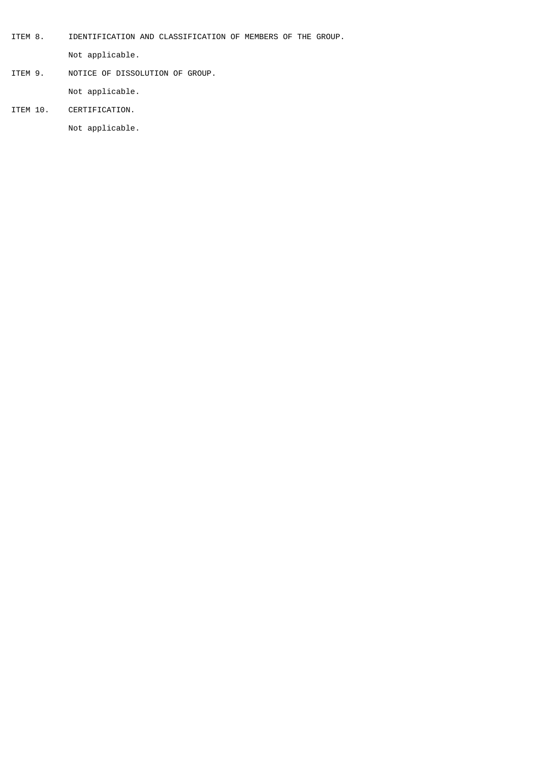ITEM 8. IDENTIFICATION AND CLASSIFICATION OF MEMBERS OF THE GROUP.

Not applicable.

ITEM 9. NOTICE OF DISSOLUTION OF GROUP.

Not applicable.

ITEM 10. CERTIFICATION.

Not applicable.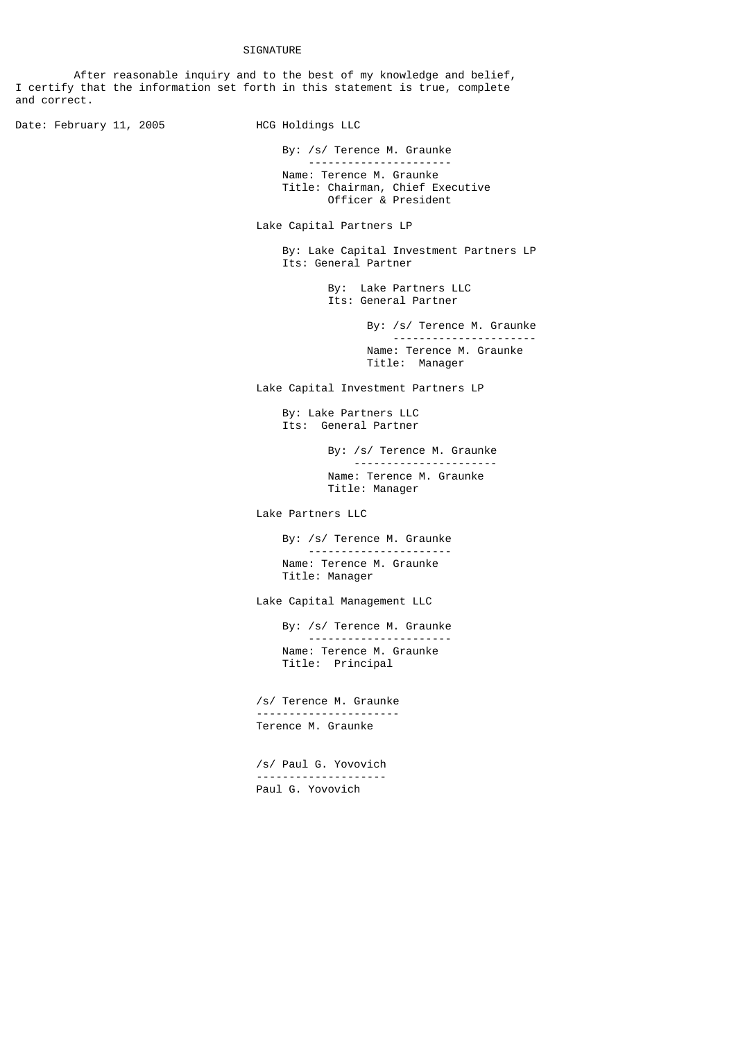# SIGNATURE

After reasonable inquiry and to the best of my knowledge and belief, I certify that the information set forth in this statement is true, complete and correct.

Date: February 11, 2005

HCG Holdings LLC

By: /s/ Terence M. Graunke
Name: Terence M. Graunke
Title: Chairman, Chief Executive Officer & President

Lake Capital Partners LP

By: Lake Capital Investment Partners LP
Its: General Partner

By: Lake Partners LLC
Its: General Partner

By: /s/ Terence M. Graunke
Name: Terence M. Graunke
Title: Manager

Lake Capital Investment Partners LP

By: Lake Partners LLC
Its: General Partner

By: /s/ Terence M. Graunke
Name: Terence M. Graunke
Title: Manager

Lake Partners LLC

By: /s/ Terence M. Graunke
Name: Terence M. Graunke
Title: Manager

Lake Capital Management LLC

By: /s/ Terence M. Graunke
Name: Terence M. Graunke
Title: Principal

/s/ Terence M. Graunke
Terence M. Graunke

/s/ Paul G. Yovovich
Paul G. Yovovich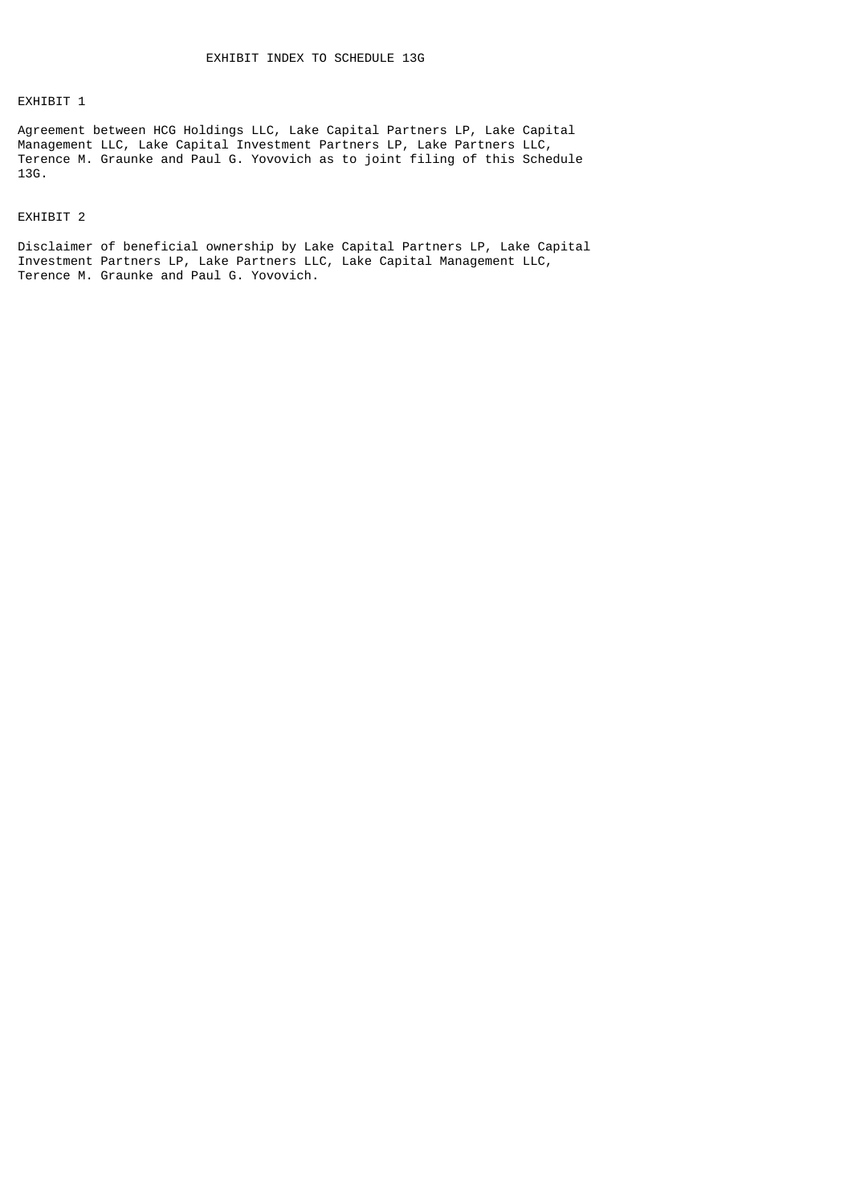# EXHIBIT INDEX TO SCHEDULE 13G

EXHIBIT 1

Agreement between HCG Holdings LLC, Lake Capital Partners LP, Lake Capital Management LLC, Lake Capital Investment Partners LP, Lake Partners LLC, Terence M. Graunke and Paul G. Yovovich as to joint filing of this Schedule 13G.

EXHIBIT 2

Disclaimer of beneficial ownership by Lake Capital Partners LP, Lake Capital Investment Partners LP, Lake Partners LLC, Lake Capital Management LLC, Terence M. Graunke and Paul G. Yovovich.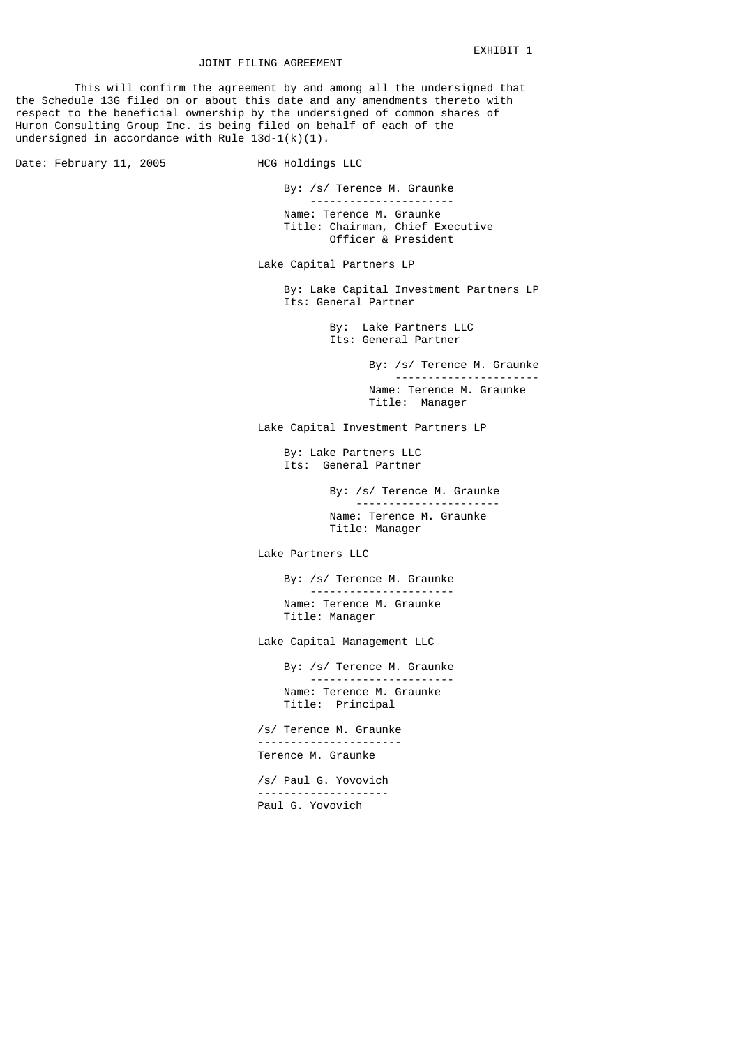EXHIBIT 1

# JOINT FILING AGREEMENT

This will confirm the agreement by and among all the undersigned that the Schedule 13G filed on or about this date and any amendments thereto with respect to the beneficial ownership by the undersigned of common shares of Huron Consulting Group Inc. is being filed on behalf of each of the undersigned in accordance with Rule 13d-1(k)(1).

Date: February 11, 2005

HCG Holdings LLC

By: /s/ Terence M. Graunke
Name: Terence M. Graunke
Title: Chairman, Chief Executive Officer & President

Lake Capital Partners LP

By: Lake Capital Investment Partners LP
Its: General Partner

By: Lake Partners LLC
Its: General Partner

By: /s/ Terence M. Graunke
Name: Terence M. Graunke
Title: Manager

Lake Capital Investment Partners LP

By: Lake Partners LLC
Its: General Partner

By: /s/ Terence M. Graunke
Name: Terence M. Graunke
Title: Manager

Lake Partners LLC

By: /s/ Terence M. Graunke
Name: Terence M. Graunke
Title: Manager

Lake Capital Management LLC

By: /s/ Terence M. Graunke
Name: Terence M. Graunke
Title: Principal

/s/ Terence M. Graunke
Terence M. Graunke

/s/ Paul G. Yovovich
Paul G. Yovovich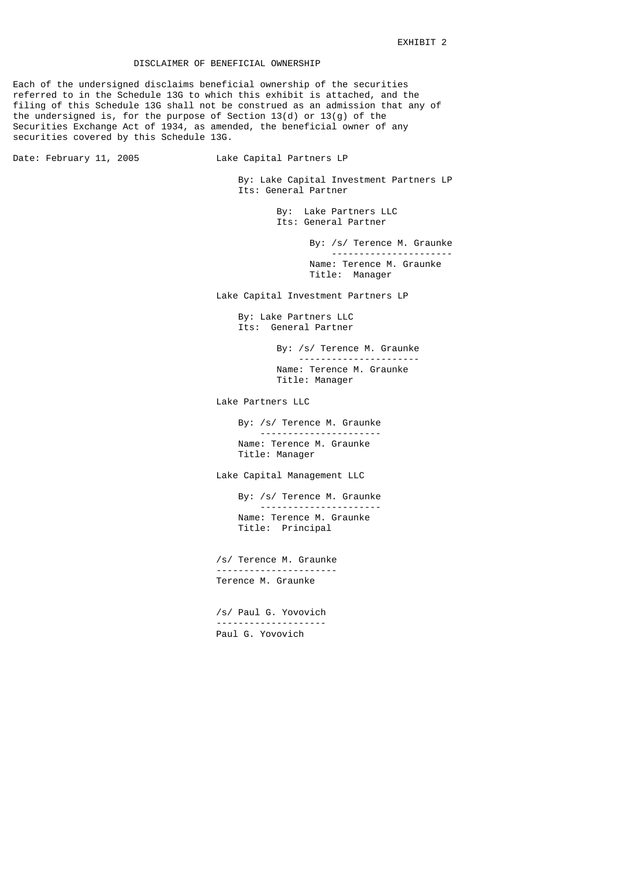EXHIBIT 2

## DISCLAIMER OF BENEFICIAL OWNERSHIP

Each of the undersigned disclaims beneficial ownership of the securities referred to in the Schedule 13G to which this exhibit is attached, and the filing of this Schedule 13G shall not be construed as an admission that any of the undersigned is, for the purpose of Section 13(d) or 13(g) of the Securities Exchange Act of 1934, as amended, the beneficial owner of any securities covered by this Schedule 13G.

Date: February 11, 2005

Lake Capital Partners LP

By: Lake Capital Investment Partners LP
Its: General Partner

By: Lake Partners LLC
Its: General Partner

By: /s/ Terence M. Graunke
Name: Terence M. Graunke
Title: Manager

Lake Capital Investment Partners LP

By: Lake Partners LLC
Its: General Partner

By: /s/ Terence M. Graunke
Name: Terence M. Graunke
Title: Manager

Lake Partners LLC

By: /s/ Terence M. Graunke
Name: Terence M. Graunke
Title: Manager

Lake Capital Management LLC

By: /s/ Terence M. Graunke
Name: Terence M. Graunke
Title: Principal

/s/ Terence M. Graunke
Terence M. Graunke

/s/ Paul G. Yovovich
Paul G. Yovovich